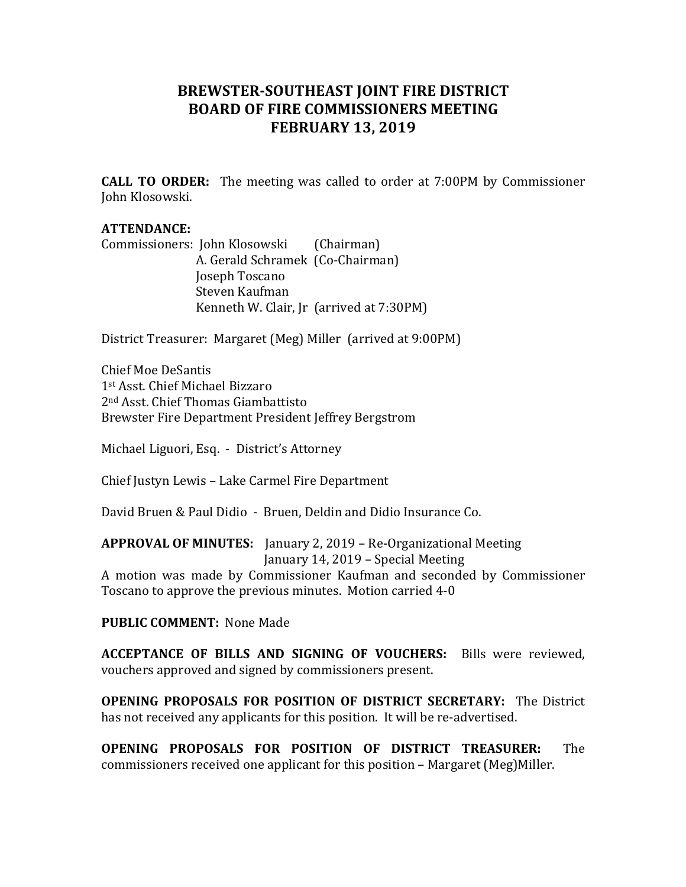# BREWSTER-SOUTHEAST JOINT FIRE DISTRICT
# BOARD OF FIRE COMMISSIONERS MEETING
# FEBRUARY 13, 2019

**CALL TO ORDER:** The meeting was called to order at 7:00PM by Commissioner John Klosowski.

**ATTENDANCE:**

Commissioners: John Klosowski (Chairman)
A. Gerald Schramek (Co-Chairman)
Joseph Toscano
Steven Kaufman
Kenneth W. Clair, Jr (arrived at 7:30PM)

District Treasurer: Margaret (Meg) Miller (arrived at 9:00PM)

Chief Moe DeSantis
1st Asst. Chief Michael Bizzaro
2nd Asst. Chief Thomas Giambattisto
Brewster Fire Department President Jeffrey Bergstrom

Michael Liguori, Esq. - District's Attorney

Chief Justyn Lewis – Lake Carmel Fire Department

David Bruen & Paul Didio - Bruen, Deldin and Didio Insurance Co.

**APPROVAL OF MINUTES:** January 2, 2019 – Re-Organizational Meeting
January 14, 2019 – Special Meeting

A motion was made by Commissioner Kaufman and seconded by Commissioner Toscano to approve the previous minutes. Motion carried 4-0

**PUBLIC COMMENT:** None Made

**ACCEPTANCE OF BILLS AND SIGNING OF VOUCHERS:** Bills were reviewed, vouchers approved and signed by commissioners present.

**OPENING PROPOSALS FOR POSITION OF DISTRICT SECRETARY:** The District has not received any applicants for this position. It will be re-advertised.

**OPENING PROPOSALS FOR POSITION OF DISTRICT TREASURER:** The commissioners received one applicant for this position – Margaret (Meg)Miller.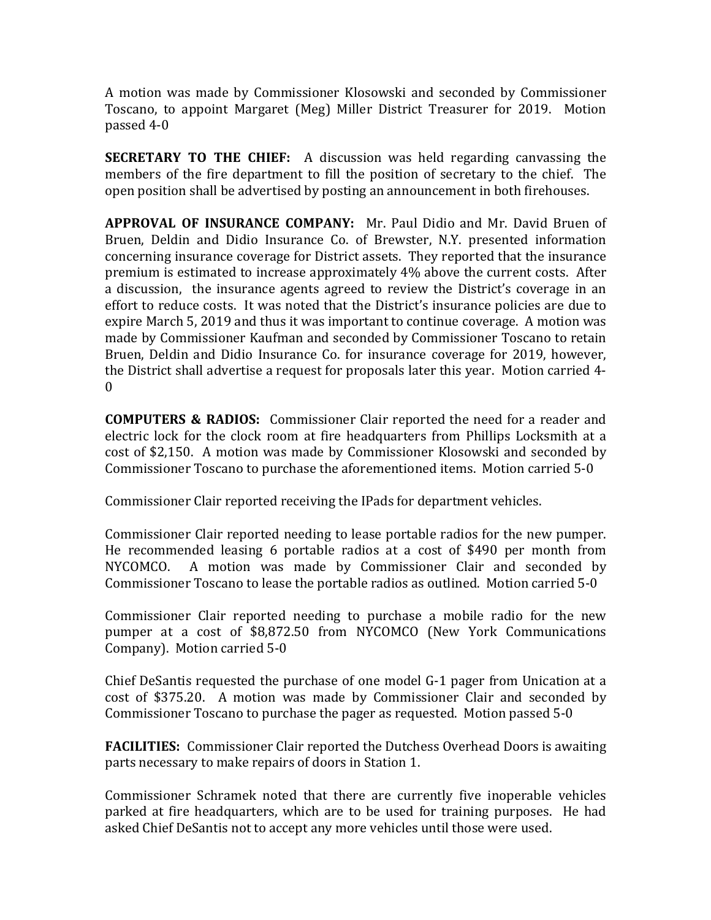A motion was made by Commissioner Klosowski and seconded by Commissioner Toscano, to appoint Margaret (Meg) Miller District Treasurer for 2019. Motion passed 4-0

**SECRETARY TO THE CHIEF:** A discussion was held regarding canvassing the members of the fire department to fill the position of secretary to the chief. The open position shall be advertised by posting an announcement in both firehouses.

**APPROVAL OF INSURANCE COMPANY:** Mr. Paul Didio and Mr. David Bruen of Bruen, Deldin and Didio Insurance Co. of Brewster, N.Y. presented information concerning insurance coverage for District assets. They reported that the insurance premium is estimated to increase approximately 4% above the current costs. After a discussion, the insurance agents agreed to review the District's coverage in an effort to reduce costs. It was noted that the District's insurance policies are due to expire March 5, 2019 and thus it was important to continue coverage. A motion was made by Commissioner Kaufman and seconded by Commissioner Toscano to retain Bruen, Deldin and Didio Insurance Co. for insurance coverage for 2019, however, the District shall advertise a request for proposals later this year. Motion carried 4-0

**COMPUTERS & RADIOS:** Commissioner Clair reported the need for a reader and electric lock for the clock room at fire headquarters from Phillips Locksmith at a cost of $2,150. A motion was made by Commissioner Klosowski and seconded by Commissioner Toscano to purchase the aforementioned items. Motion carried 5-0

Commissioner Clair reported receiving the IPads for department vehicles.

Commissioner Clair reported needing to lease portable radios for the new pumper. He recommended leasing 6 portable radios at a cost of $490 per month from NYCOMCO. A motion was made by Commissioner Clair and seconded by Commissioner Toscano to lease the portable radios as outlined. Motion carried 5-0

Commissioner Clair reported needing to purchase a mobile radio for the new pumper at a cost of $8,872.50 from NYCOMCO (New York Communications Company). Motion carried 5-0

Chief DeSantis requested the purchase of one model G-1 pager from Unication at a cost of $375.20. A motion was made by Commissioner Clair and seconded by Commissioner Toscano to purchase the pager as requested. Motion passed 5-0

**FACILITIES:** Commissioner Clair reported the Dutchess Overhead Doors is awaiting parts necessary to make repairs of doors in Station 1.

Commissioner Schramek noted that there are currently five inoperable vehicles parked at fire headquarters, which are to be used for training purposes. He had asked Chief DeSantis not to accept any more vehicles until those were used.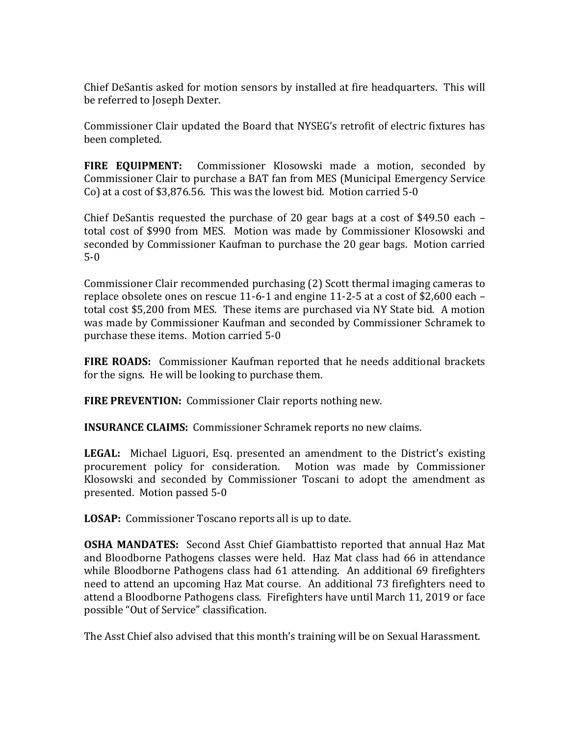Chief DeSantis asked for motion sensors by installed at fire headquarters. This will be referred to Joseph Dexter.

Commissioner Clair updated the Board that NYSEG's retrofit of electric fixtures has been completed.

**FIRE EQUIPMENT:** Commissioner Klosowski made a motion, seconded by Commissioner Clair to purchase a BAT fan from MES (Municipal Emergency Service Co) at a cost of $3,876.56. This was the lowest bid. Motion carried 5-0

Chief DeSantis requested the purchase of 20 gear bags at a cost of $49.50 each – total cost of $990 from MES. Motion was made by Commissioner Klosowski and seconded by Commissioner Kaufman to purchase the 20 gear bags. Motion carried 5-0

Commissioner Clair recommended purchasing (2) Scott thermal imaging cameras to replace obsolete ones on rescue 11-6-1 and engine 11-2-5 at a cost of $2,600 each – total cost $5,200 from MES. These items are purchased via NY State bid. A motion was made by Commissioner Kaufman and seconded by Commissioner Schramek to purchase these items. Motion carried 5-0

**FIRE ROADS:** Commissioner Kaufman reported that he needs additional brackets for the signs. He will be looking to purchase them.

**FIRE PREVENTION:** Commissioner Clair reports nothing new.

**INSURANCE CLAIMS:** Commissioner Schramek reports no new claims.

**LEGAL:** Michael Liguori, Esq. presented an amendment to the District's existing procurement policy for consideration. Motion was made by Commissioner Klosowski and seconded by Commissioner Toscani to adopt the amendment as presented. Motion passed 5-0

**LOSAP:** Commissioner Toscano reports all is up to date.

**OSHA MANDATES:** Second Asst Chief Giambattisto reported that annual Haz Mat and Bloodborne Pathogens classes were held. Haz Mat class had 66 in attendance while Bloodborne Pathogens class had 61 attending. An additional 69 firefighters need to attend an upcoming Haz Mat course. An additional 73 firefighters need to attend a Bloodborne Pathogens class. Firefighters have until March 11, 2019 or face possible "Out of Service" classification.

The Asst Chief also advised that this month's training will be on Sexual Harassment.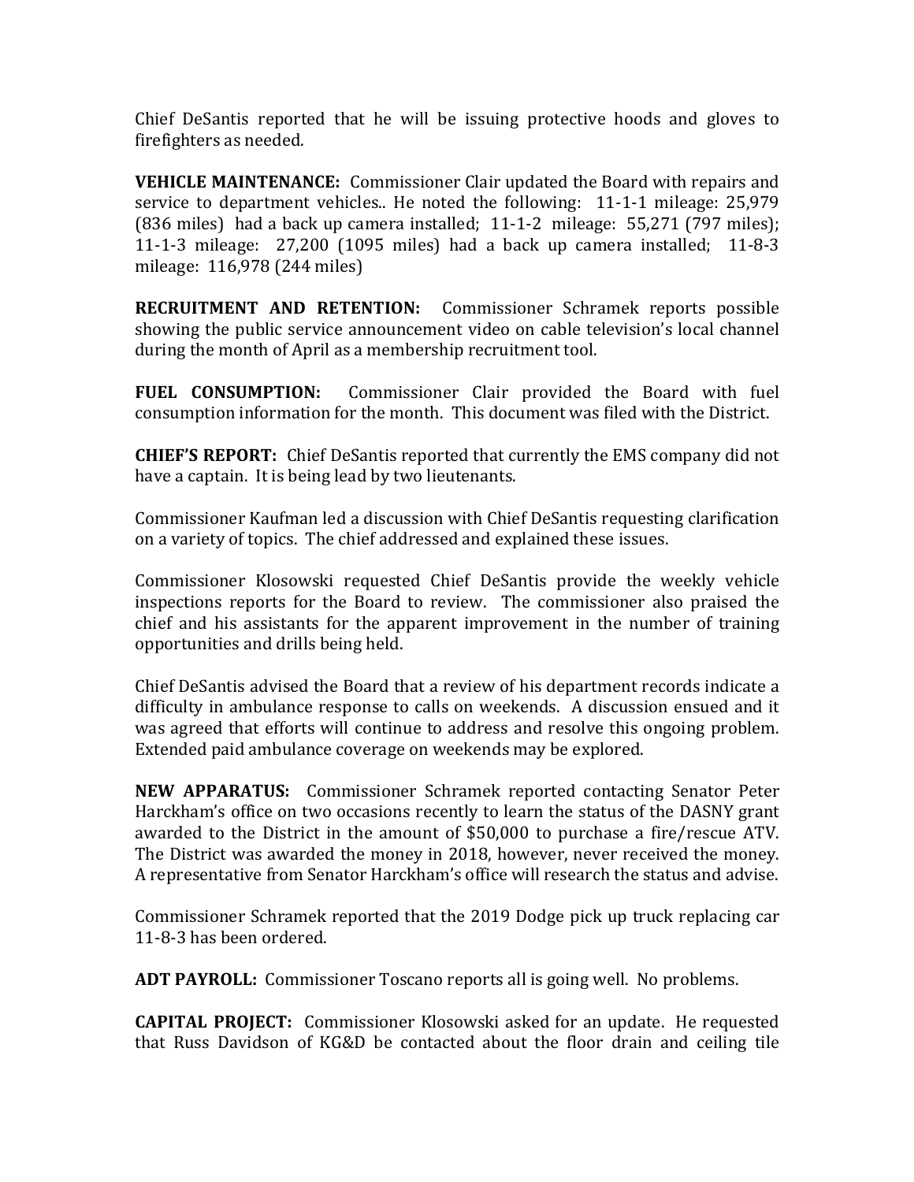Chief DeSantis reported that he will be issuing protective hoods and gloves to firefighters as needed.

**VEHICLE MAINTENANCE:** Commissioner Clair updated the Board with repairs and service to department vehicles.. He noted the following: 11-1-1 mileage: 25,979 (836 miles) had a back up camera installed; 11-1-2 mileage: 55,271 (797 miles); 11-1-3 mileage: 27,200 (1095 miles) had a back up camera installed; 11-8-3 mileage: 116,978 (244 miles)

**RECRUITMENT AND RETENTION:** Commissioner Schramek reports possible showing the public service announcement video on cable television's local channel during the month of April as a membership recruitment tool.

**FUEL CONSUMPTION:** Commissioner Clair provided the Board with fuel consumption information for the month. This document was filed with the District.

**CHIEF'S REPORT:** Chief DeSantis reported that currently the EMS company did not have a captain. It is being lead by two lieutenants.

Commissioner Kaufman led a discussion with Chief DeSantis requesting clarification on a variety of topics. The chief addressed and explained these issues.

Commissioner Klosowski requested Chief DeSantis provide the weekly vehicle inspections reports for the Board to review. The commissioner also praised the chief and his assistants for the apparent improvement in the number of training opportunities and drills being held.

Chief DeSantis advised the Board that a review of his department records indicate a difficulty in ambulance response to calls on weekends. A discussion ensued and it was agreed that efforts will continue to address and resolve this ongoing problem. Extended paid ambulance coverage on weekends may be explored.

**NEW APPARATUS:** Commissioner Schramek reported contacting Senator Peter Harckham's office on two occasions recently to learn the status of the DASNY grant awarded to the District in the amount of $50,000 to purchase a fire/rescue ATV. The District was awarded the money in 2018, however, never received the money. A representative from Senator Harckham's office will research the status and advise.

Commissioner Schramek reported that the 2019 Dodge pick up truck replacing car 11-8-3 has been ordered.

**ADT PAYROLL:** Commissioner Toscano reports all is going well. No problems.

**CAPITAL PROJECT:** Commissioner Klosowski asked for an update. He requested that Russ Davidson of KG&D be contacted about the floor drain and ceiling tile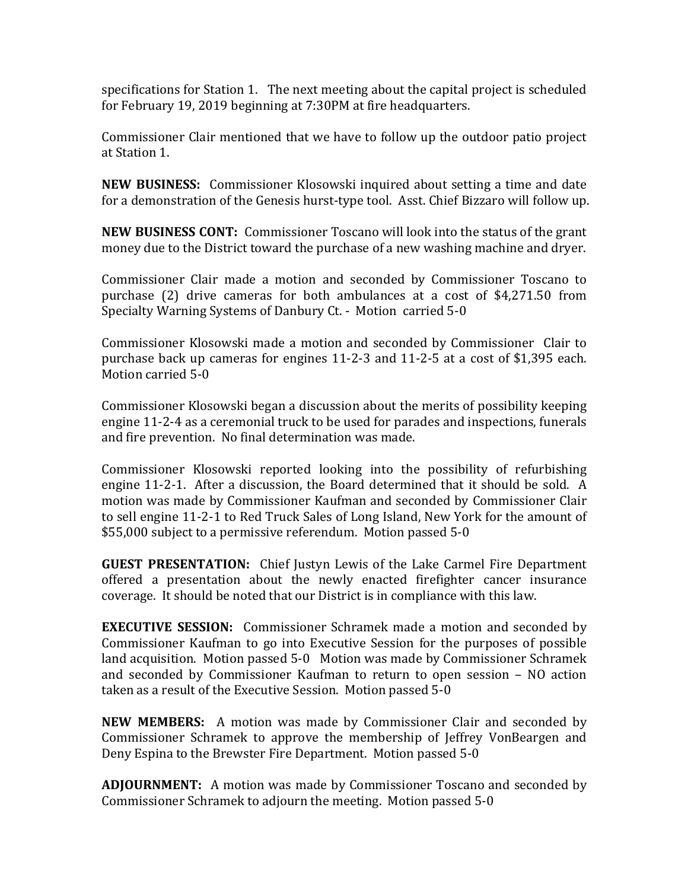specifications for Station 1. The next meeting about the capital project is scheduled for February 19, 2019 beginning at 7:30PM at fire headquarters.

Commissioner Clair mentioned that we have to follow up the outdoor patio project at Station 1.

**NEW BUSINESS:** Commissioner Klosowski inquired about setting a time and date for a demonstration of the Genesis hurst-type tool. Asst. Chief Bizzaro will follow up.

**NEW BUSINESS CONT:** Commissioner Toscano will look into the status of the grant money due to the District toward the purchase of a new washing machine and dryer.

Commissioner Clair made a motion and seconded by Commissioner Toscano to purchase (2) drive cameras for both ambulances at a cost of $4,271.50 from Specialty Warning Systems of Danbury Ct. - Motion carried 5-0

Commissioner Klosowski made a motion and seconded by Commissioner Clair to purchase back up cameras for engines 11-2-3 and 11-2-5 at a cost of $1,395 each. Motion carried 5-0

Commissioner Klosowski began a discussion about the merits of possibility keeping engine 11-2-4 as a ceremonial truck to be used for parades and inspections, funerals and fire prevention. No final determination was made.

Commissioner Klosowski reported looking into the possibility of refurbishing engine 11-2-1. After a discussion, the Board determined that it should be sold. A motion was made by Commissioner Kaufman and seconded by Commissioner Clair to sell engine 11-2-1 to Red Truck Sales of Long Island, New York for the amount of $55,000 subject to a permissive referendum. Motion passed 5-0

**GUEST PRESENTATION:** Chief Justyn Lewis of the Lake Carmel Fire Department offered a presentation about the newly enacted firefighter cancer insurance coverage. It should be noted that our District is in compliance with this law.

**EXECUTIVE SESSION:** Commissioner Schramek made a motion and seconded by Commissioner Kaufman to go into Executive Session for the purposes of possible land acquisition. Motion passed 5-0 Motion was made by Commissioner Schramek and seconded by Commissioner Kaufman to return to open session – NO action taken as a result of the Executive Session. Motion passed 5-0

**NEW MEMBERS:** A motion was made by Commissioner Clair and seconded by Commissioner Schramek to approve the membership of Jeffrey VonBeargen and Deny Espina to the Brewster Fire Department. Motion passed 5-0

**ADJOURNMENT:** A motion was made by Commissioner Toscano and seconded by Commissioner Schramek to adjourn the meeting. Motion passed 5-0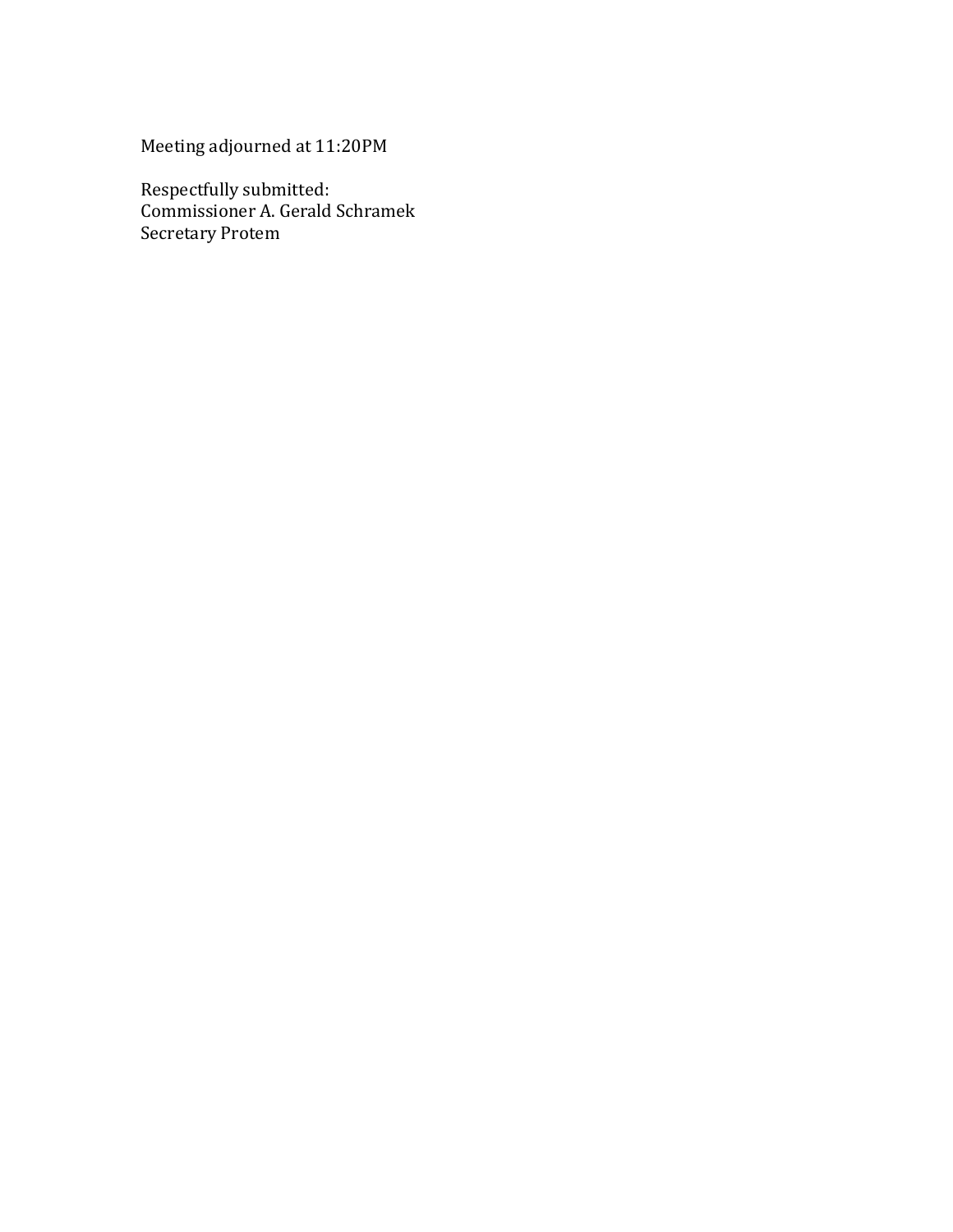Meeting adjourned at 11:20PM

Respectfully submitted:
Commissioner A. Gerald Schramek
Secretary Protem